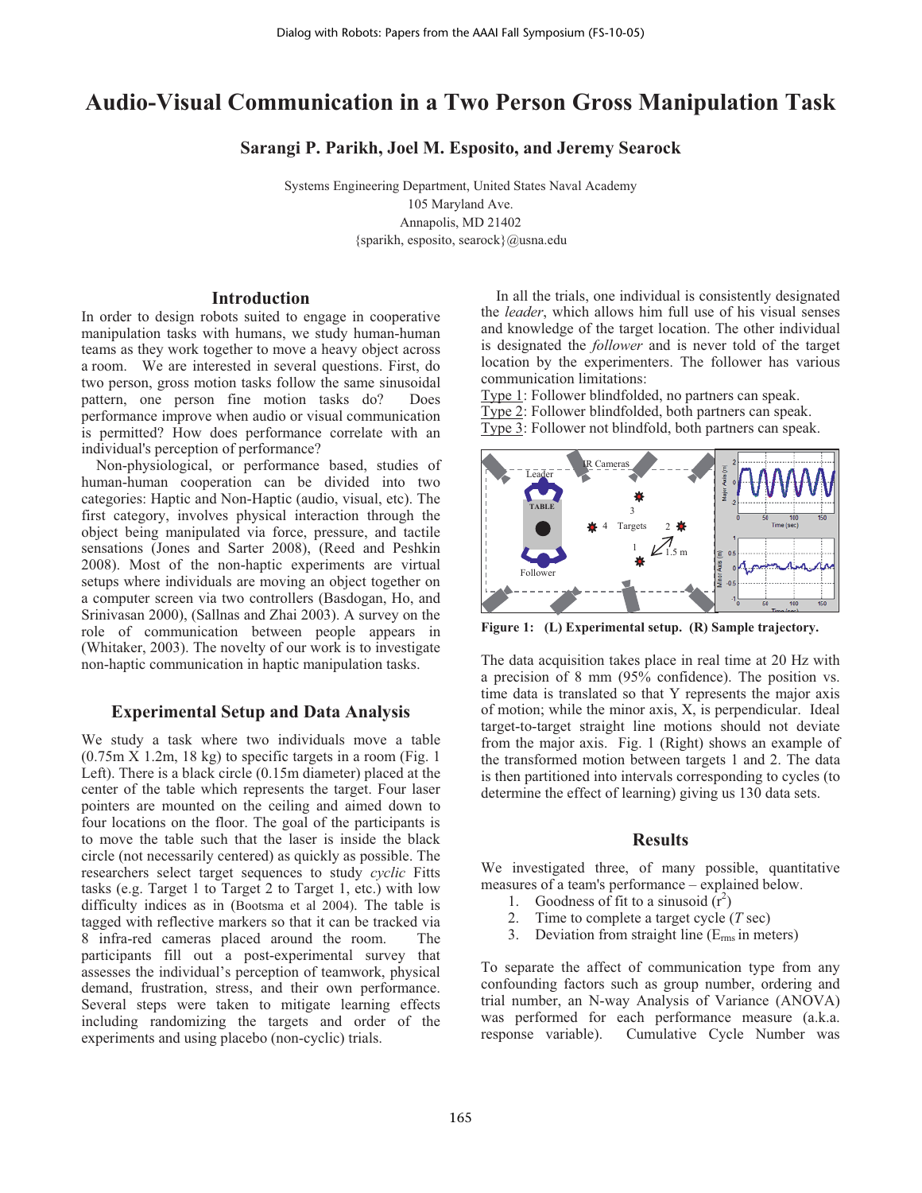# Audio-Visual Communication in a Two Person Gross Manipulation Task

**Sarangi P. Parikh, Joel M. Esposito, and Jeremy Searock**

Systems Engineering Department, United States Naval Academy
105 Maryland Ave.
Annapolis, MD 21402
{sparikh, esposito, searock}@usna.edu

## Introduction

In order to design robots suited to engage in cooperative manipulation tasks with humans, we study human-human teams as they work together to move a heavy object across a room. We are interested in several questions. First, do two person, gross motion tasks follow the same sinusoidal pattern, one person fine motion tasks do? Does performance improve when audio or visual communication is permitted? How does performance correlate with an individual's perception of performance?

Non-physiological, or performance based, studies of human-human cooperation can be divided into two categories: Haptic and Non-Haptic (audio, visual, etc). The first category, involves physical interaction through the object being manipulated via force, pressure, and tactile sensations (Jones and Sarter 2008), (Reed and Peshkin 2008). Most of the non-haptic experiments are virtual setups where individuals are moving an object together on a computer screen via two controllers (Basdogan, Ho, and Srinivasan 2000), (Sallnas and Zhai 2003). A survey on the role of communication between people appears in (Whitaker, 2003). The novelty of our work is to investigate non-haptic communication in haptic manipulation tasks.

## Experimental Setup and Data Analysis

We study a task where two individuals move a table (0.75m X 1.2m, 18 kg) to specific targets in a room (Fig. 1 Left). There is a black circle (0.15m diameter) placed at the center of the table which represents the target. Four laser pointers are mounted on the ceiling and aimed down to four locations on the floor. The goal of the participants is to move the table such that the laser is inside the black circle (not necessarily centered) as quickly as possible. The researchers select target sequences to study *cyclic* Fitts tasks (e.g. Target 1 to Target 2 to Target 1, etc.) with low difficulty indices as in (Bootsma et al 2004). The table is tagged with reflective markers so that it can be tracked via 8 infra-red cameras placed around the room. The participants fill out a post-experimental survey that assesses the individual's perception of teamwork, physical demand, frustration, stress, and their own performance. Several steps were taken to mitigate learning effects including randomizing the targets and order of the experiments and using placebo (non-cyclic) trials.

In all the trials, one individual is consistently designated the *leader*, which allows him full use of his visual senses and knowledge of the target location. The other individual is designated the *follower* and is never told of the target location by the experimenters. The follower has various communication limitations:

Type 1: Follower blindfolded, no partners can speak.
Type 2: Follower blindfolded, both partners can speak.
Type 3: Follower not blindfold, both partners can speak.

**Figure 1: (L) Experimental setup. (R) Sample trajectory.**

The data acquisition takes place in real time at 20 Hz with a precision of 8 mm (95% confidence). The position vs. time data is translated so that Y represents the major axis of motion; while the minor axis, X, is perpendicular. Ideal target-to-target straight line motions should not deviate from the major axis. Fig. 1 (Right) shows an example of the transformed motion between targets 1 and 2. The data is then partitioned into intervals corresponding to cycles (to determine the effect of learning) giving us 130 data sets.

## Results

We investigated three, of many possible, quantitative measures of a team's performance – explained below.

1. Goodness of fit to a sinusoid ($r^2$)
2. Time to complete a target cycle ($T$ sec)
3. Deviation from straight line ($E_{rms}$ in meters)

To separate the affect of communication type from any confounding factors such as group number, ordering and trial number, an N-way Analysis of Variance (ANOVA) was performed for each performance measure (a.k.a. response variable). Cumulative Cycle Number was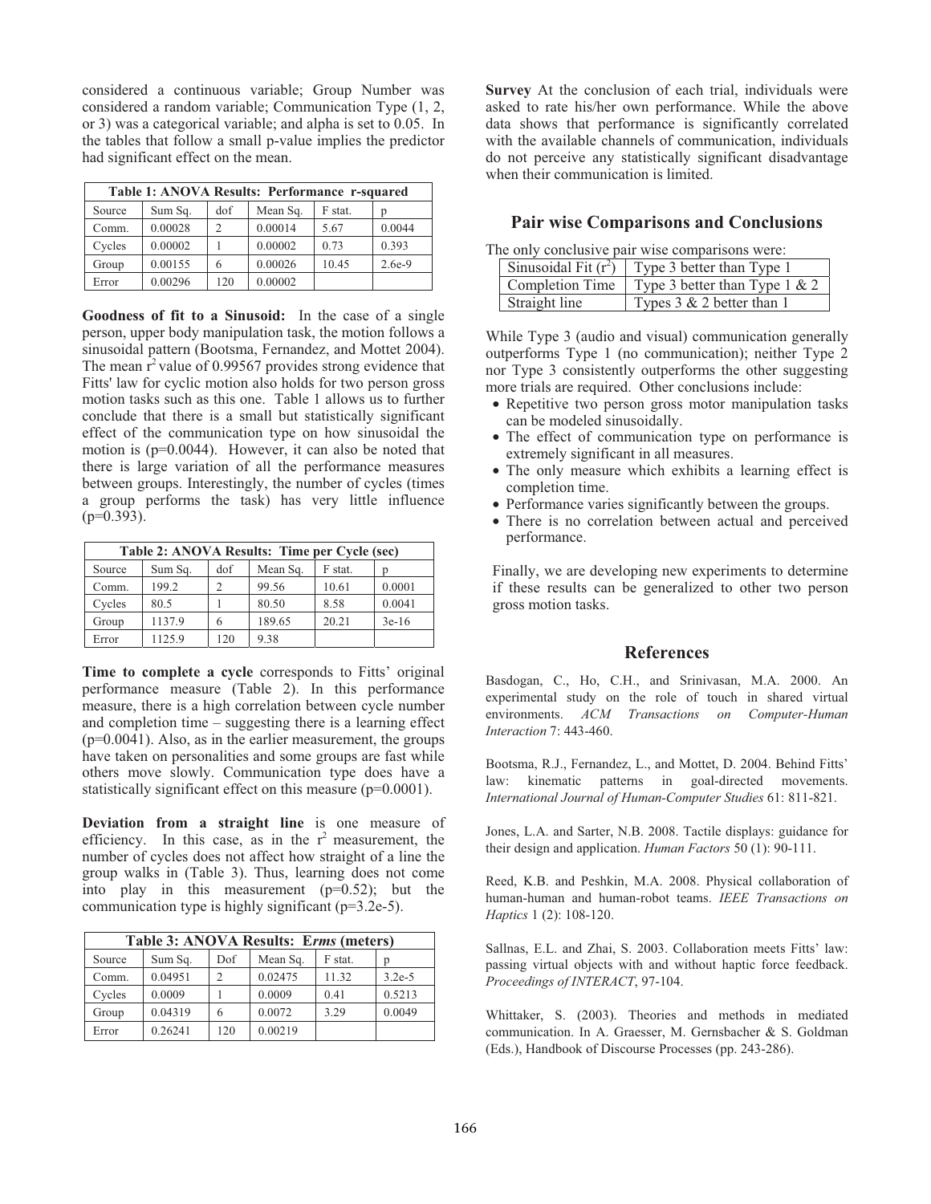considered a continuous variable; Group Number was considered a random variable; Communication Type (1, 2, or 3) was a categorical variable; and alpha is set to 0.05. In the tables that follow a small p-value implies the predictor had significant effect on the mean.

| Table 1: ANOVA Results: Performance r-squared | | | | | |
|---|---|---|---|---|---|
| Source | Sum Sq. | dof | Mean Sq. | F stat. | p |
| Comm. | 0.00028 | 2 | 0.00014 | 5.67 | 0.0044 |
| Cycles | 0.00002 | 1 | 0.00002 | 0.73 | 0.393 |
| Group | 0.00155 | 6 | 0.00026 | 10.45 | 2.6e-9 |
| Error | 0.00296 | 120 | 0.00002 | | |

**Goodness of fit to a Sinusoid:** In the case of a single person, upper body manipulation task, the motion follows a sinusoidal pattern (Bootsma, Fernandez, and Mottet 2004). The mean $r^2$ value of 0.99567 provides strong evidence that Fitts' law for cyclic motion also holds for two person gross motion tasks such as this one. Table 1 allows us to further conclude that there is a small but statistically significant effect of the communication type on how sinusoidal the motion is (p=0.0044). However, it can also be noted that there is large variation of all the performance measures between groups. Interestingly, the number of cycles (times a group performs the task) has very little influence (p=0.393).

| Table 2: ANOVA Results: Time per Cycle (sec) | | | | | |
|---|---|---|---|---|---|
| Source | Sum Sq. | dof | Mean Sq. | F stat. | p |
| Comm. | 199.2 | 2 | 99.56 | 10.61 | 0.0001 |
| Cycles | 80.5 | 1 | 80.50 | 8.58 | 0.0041 |
| Group | 1137.9 | 6 | 189.65 | 20.21 | 3e-16 |
| Error | 1125.9 | 120 | 9.38 | | |

**Time to complete a cycle** corresponds to Fitts' original performance measure (Table 2). In this performance measure, there is a high correlation between cycle number and completion time – suggesting there is a learning effect (p=0.0041). Also, as in the earlier measurement, the groups have taken on personalities and some groups are fast while others move slowly. Communication type does have a statistically significant effect on this measure (p=0.0001).

**Deviation from a straight line** is one measure of efficiency. In this case, as in the $r^2$ measurement, the number of cycles does not affect how straight of a line the group walks in (Table 3). Thus, learning does not come into play in this measurement (p=0.52); but the communication type is highly significant (p=3.2e-5).

| Table 3: ANOVA Results: E*rms* (meters) | | | | | |
|---|---|---|---|---|---|
| Source | Sum Sq. | Dof | Mean Sq. | F stat. | p |
| Comm. | 0.04951 | 2 | 0.02475 | 11.32 | 3.2e-5 |
| Cycles | 0.0009 | 1 | 0.0009 | 0.41 | 0.5213 |
| Group | 0.04319 | 6 | 0.0072 | 3.29 | 0.0049 |
| Error | 0.26241 | 120 | 0.00219 | | |

**Survey** At the conclusion of each trial, individuals were asked to rate his/her own performance. While the above data shows that performance is significantly correlated with the available channels of communication, individuals do not perceive any statistically significant disadvantage when their communication is limited.

## Pair wise Comparisons and Conclusions

The only conclusive pair wise comparisons were:

| | |
|---|---|
| Sinusoidal Fit ($r^2$) | Type 3 better than Type 1 |
| Completion Time | Type 3 better than Type 1 & 2 |
| Straight line | Types 3 & 2 better than 1 |

While Type 3 (audio and visual) communication generally outperforms Type 1 (no communication); neither Type 2 nor Type 3 consistently outperforms the other suggesting more trials are required. Other conclusions include:

- Repetitive two person gross motor manipulation tasks can be modeled sinusoidally.
- The effect of communication type on performance is extremely significant in all measures.
- The only measure which exhibits a learning effect is completion time.
- Performance varies significantly between the groups.
- There is no correlation between actual and perceived performance.

Finally, we are developing new experiments to determine if these results can be generalized to other two person gross motion tasks.

## References

Basdogan, C., Ho, C.H., and Srinivasan, M.A. 2000. An experimental study on the role of touch in shared virtual environments. *ACM Transactions on Computer-Human Interaction* 7: 443-460.

Bootsma, R.J., Fernandez, L., and Mottet, D. 2004. Behind Fitts' law: kinematic patterns in goal-directed movements. *International Journal of Human-Computer Studies* 61: 811-821.

Jones, L.A. and Sarter, N.B. 2008. Tactile displays: guidance for their design and application. *Human Factors* 50 (1): 90-111.

Reed, K.B. and Peshkin, M.A. 2008. Physical collaboration of human-human and human-robot teams. *IEEE Transactions on Haptics* 1 (2): 108-120.

Sallnas, E.L. and Zhai, S. 2003. Collaboration meets Fitts' law: passing virtual objects with and without haptic force feedback. *Proceedings of INTERACT*, 97-104.

Whittaker, S. (2003). Theories and methods in mediated communication. In A. Graesser, M. Gernsbacher & S. Goldman (Eds.), Handbook of Discourse Processes (pp. 243-286).